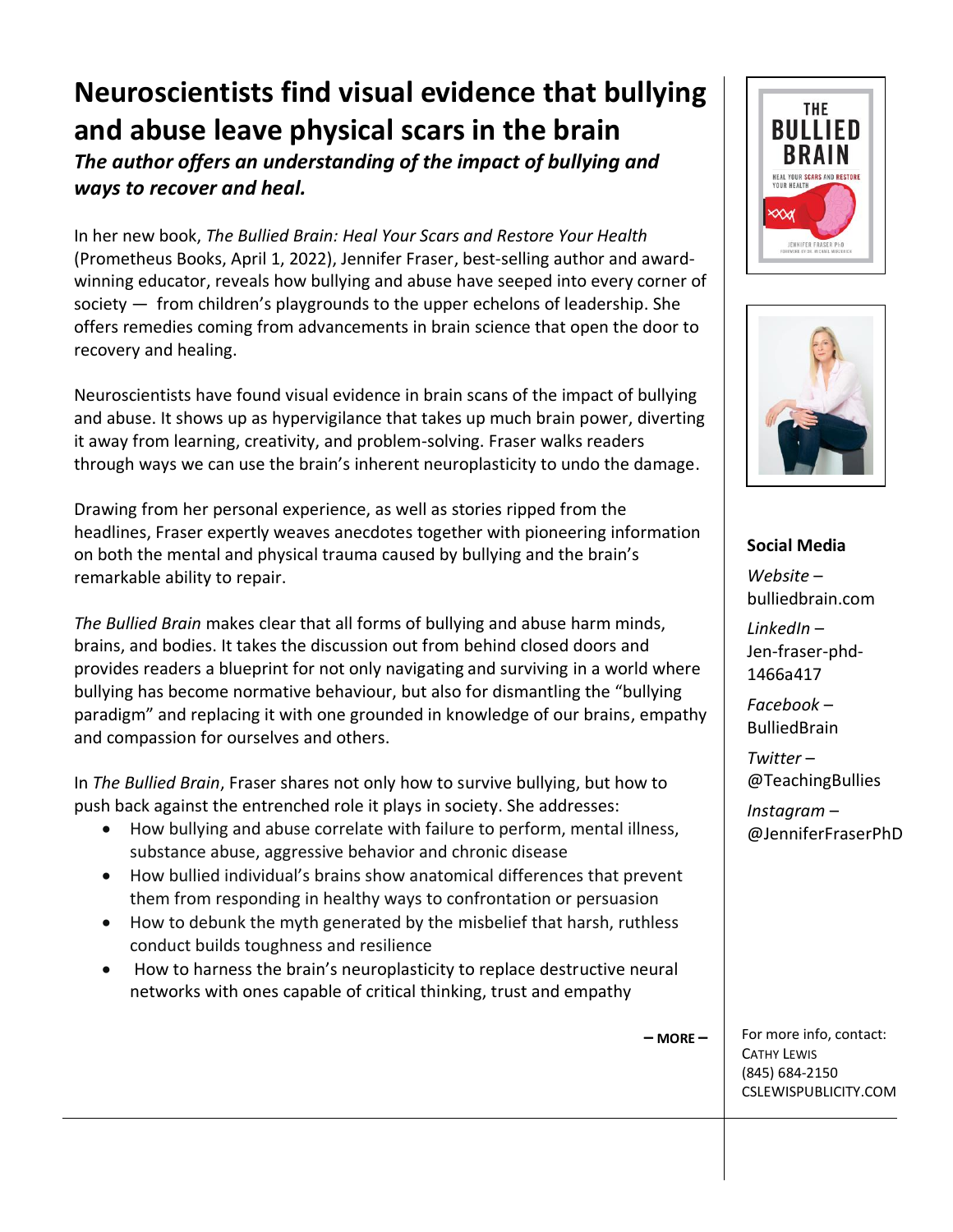# Neuroscientists find visual evidence that bullying and abuse leave physical scars in the brain

***The author offers an understanding of the impact of bullying and ways to recover and heal.***

In her new book, *The Bullied Brain: Heal Your Scars and Restore Your Health* (Prometheus Books, April 1, 2022), Jennifer Fraser, best-selling author and award-winning educator, reveals how bullying and abuse have seeped into every corner of society — from children's playgrounds to the upper echelons of leadership. She offers remedies coming from advancements in brain science that open the door to recovery and healing.

Neuroscientists have found visual evidence in brain scans of the impact of bullying and abuse. It shows up as hypervigilance that takes up much brain power, diverting it away from learning, creativity, and problem-solving. Fraser walks readers through ways we can use the brain's inherent neuroplasticity to undo the damage.

Drawing from her personal experience, as well as stories ripped from the headlines, Fraser expertly weaves anecdotes together with pioneering information on both the mental and physical trauma caused by bullying and the brain's remarkable ability to repair.

*The Bullied Brain* makes clear that all forms of bullying and abuse harm minds, brains, and bodies. It takes the discussion out from behind closed doors and provides readers a blueprint for not only navigating and surviving in a world where bullying has become normative behaviour, but also for dismantling the "bullying paradigm" and replacing it with one grounded in knowledge of our brains, empathy and compassion for ourselves and others.

In *The Bullied Brain*, Fraser shares not only how to survive bullying, but how to push back against the entrenched role it plays in society. She addresses:

- How bullying and abuse correlate with failure to perform, mental illness, substance abuse, aggressive behavior and chronic disease
- How bullied individual's brains show anatomical differences that prevent them from responding in healthy ways to confrontation or persuasion
- How to debunk the myth generated by the misbelief that harsh, ruthless conduct builds toughness and resilience
- How to harness the brain's neuroplasticity to replace destructive neural networks with ones capable of critical thinking, trust and empathy

**– MORE –**

**Social Media**

*Website* – bulliedbrain.com

*LinkedIn* – Jen-fraser-phd-1466a417

*Facebook* – BulliedBrain

*Twitter* – @TeachingBullies

*Instagram* – @JenniferFraserPhD

For more info, contact:
CATHY LEWIS
(845) 684-2150
CSLEWISPUBLICITY.COM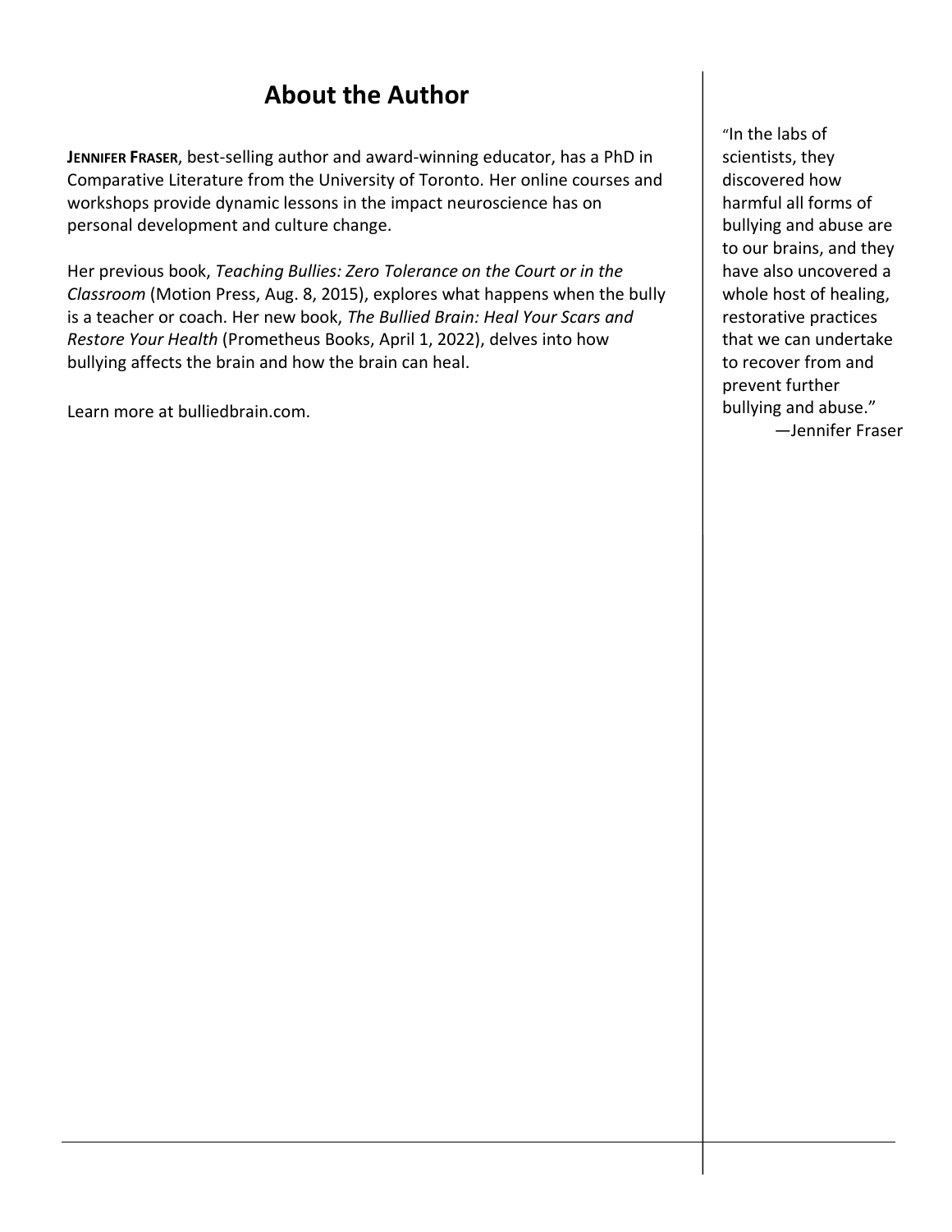# About the Author

**Jennifer Fraser**, best-selling author and award-winning educator, has a PhD in Comparative Literature from the University of Toronto. Her online courses and workshops provide dynamic lessons in the impact neuroscience has on personal development and culture change.

Her previous book, *Teaching Bullies: Zero Tolerance on the Court or in the Classroom* (Motion Press, Aug. 8, 2015), explores what happens when the bully is a teacher or coach. Her new book, *The Bullied Brain: Heal Your Scars and Restore Your Health* (Prometheus Books, April 1, 2022), delves into how bullying affects the brain and how the brain can heal.

Learn more at bulliedbrain.com.

"In the labs of scientists, they discovered how harmful all forms of bullying and abuse are to our brains, and they have also uncovered a whole host of healing, restorative practices that we can undertake to recover from and prevent further bullying and abuse."

—Jennifer Fraser